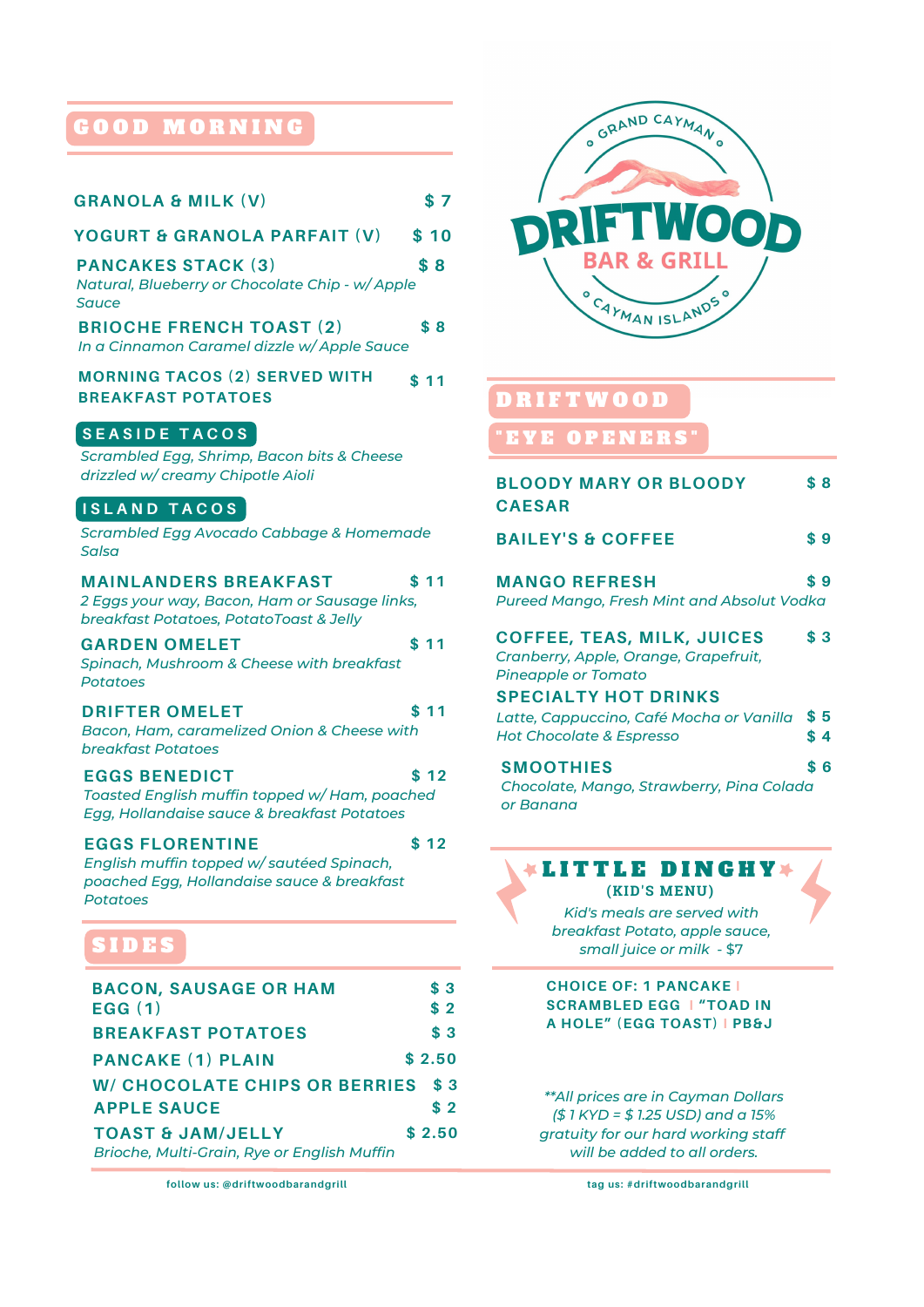# GOOD MORNING

**GRANOLA & MILK (V)** — $ 7

**YOGURT & GRANOLA PARFAIT (V)** — $ 10

**PANCAKES STACK (3)** — $ 8
*Natural, Blueberry or Chocolate Chip - w/ Apple Sauce*

**BRIOCHE FRENCH TOAST (2)** — $ 8
*In a Cinnamon Caramel dizzle w/ Apple Sauce*

**MORNING TACOS (2) SERVED WITH BREAKFAST POTATOES** — $ 11

### SEASIDE TACOS
*Scrambled Egg, Shrimp, Bacon bits & Cheese drizzled w/ creamy Chipotle Aioli*

### ISLAND TACOS
*Scrambled Egg Avocado Cabbage & Homemade Salsa*

**MAINLANDERS BREAKFAST** — $ 11
*2 Eggs your way, Bacon, Ham or Sausage links, breakfast Potatoes, PotatoToast & Jelly*

**GARDEN OMELET** — $ 11
*Spinach, Mushroom & Cheese with breakfast Potatoes*

**DRIFTER OMELET** — $ 11
*Bacon, Ham, caramelized Onion & Cheese with breakfast Potatoes*

**EGGS BENEDICT** — $ 12
*Toasted English muffin topped w/ Ham, poached Egg, Hollandaise sauce & breakfast Potatoes*

**EGGS FLORENTINE** — $ 12
*English muffin topped w/ sautéed Spinach, poached Egg, Hollandaise sauce & breakfast Potatoes*

# SIDES

| Item | Price |
|---|---|
| BACON, SAUSAGE OR HAM | $ 3 |
| EGG (1) | $ 2 |
| BREAKFAST POTATOES | $ 3 |
| PANCAKE (1) PLAIN | $ 2.50 |
| W/ CHOCOLATE CHIPS OR BERRIES | $ 3 |
| APPLE SAUCE | $ 2 |
| TOAST & JAM/JELLY | $ 2.50 |

*Brioche, Multi-Grain, Rye or English Muffin*

GRAND CAYMAN
DRIFTWOOD
BAR & GRILL
CAYMAN ISLANDS

# DRIFTWOOD "EYE OPENERS"

**BLOODY MARY OR BLOODY CAESAR** — $ 8

**BAILEY'S & COFFEE** — $ 9

**MANGO REFRESH** — $ 9
*Pureed Mango, Fresh Mint and Absolut Vodka*

**COFFEE, TEAS, MILK, JUICES** — $ 3
*Cranberry, Apple, Orange, Grapefruit, Pineapple or Tomato*

**SPECIALTY HOT DRINKS**
*Latte, Cappuccino, Café Mocha or Vanilla* — $ 5
*Hot Chocolate & Espresso* — $ 4

**SMOOTHIES** — $ 6
*Chocolate, Mango, Strawberry, Pina Colada or Banana*

# LITTLE DINGHY
**(KID'S MENU)**

*Kid's meals are served with breakfast Potato, apple sauce, small juice or milk - $7*

**CHOICE OF: 1 PANCAKE | SCRAMBLED EGG | "TOAD IN A HOLE" (EGG TOAST) | PB&J**

*\**All prices are in Cayman Dollars ($ 1 KYD = $ 1.25 USD) and a 15% gratuity for our hard working staff will be added to all orders.*

follow us: @driftwoodbarandgrill

tag us: #driftwoodbarandgrill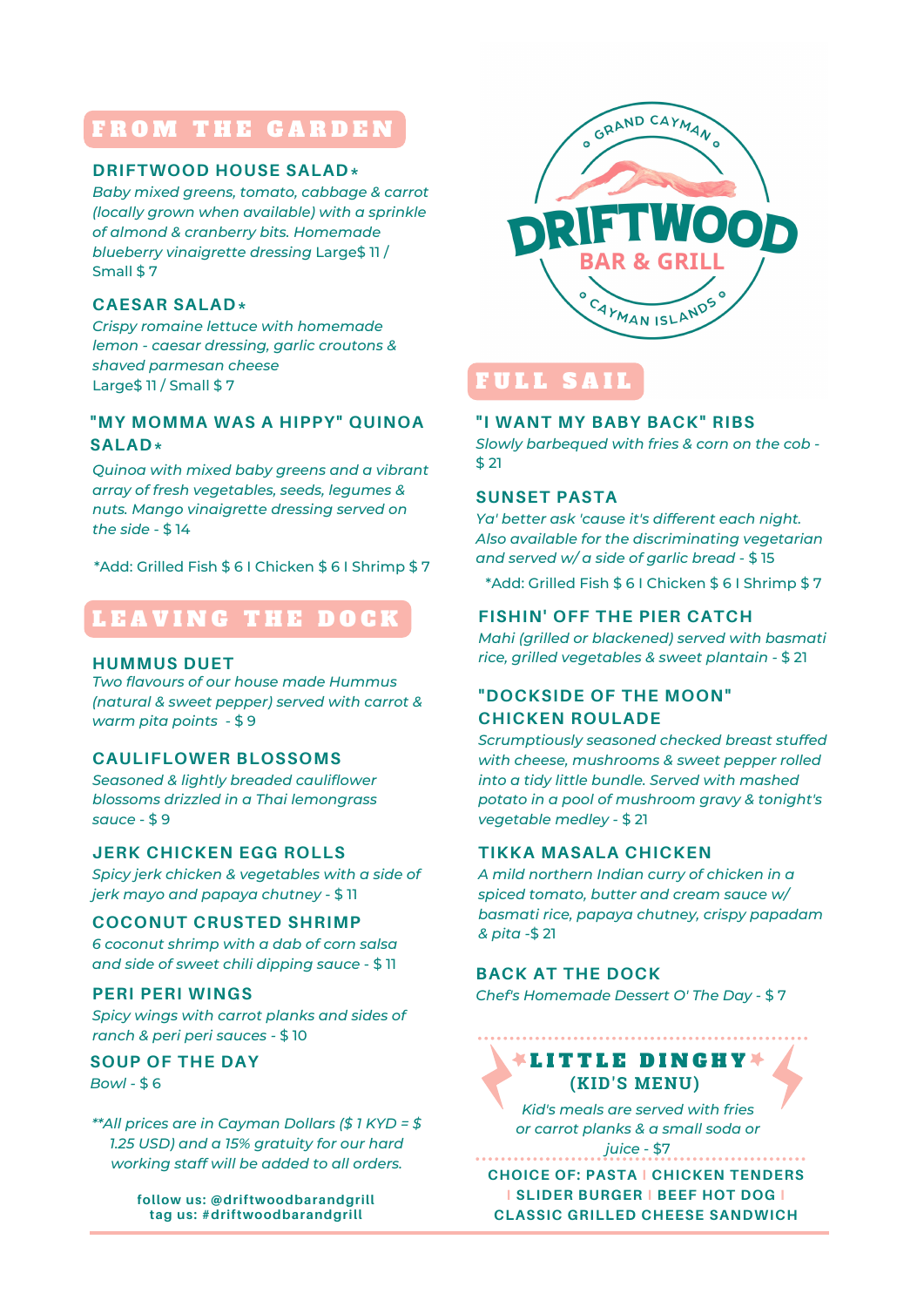## FROM THE GARDEN

### DRIFTWOOD HOUSE SALAD*

*Baby mixed greens, tomato, cabbage & carrot (locally grown when available) with a sprinkle of almond & cranberry bits. Homemade blueberry vinaigrette dressing* Large$ 11 / Small $ 7

### CAESAR SALAD*

*Crispy romaine lettuce with homemade lemon - caesar dressing, garlic croutons & shaved parmesan cheese*
Large$ 11 / Small $ 7

### "MY MOMMA WAS A HIPPY" QUINOA SALAD*

*Quinoa with mixed baby greens and a vibrant array of fresh vegetables, seeds, legumes & nuts. Mango vinaigrette dressing served on the side* - $ 14

*Add: Grilled Fish $ 6 I Chicken $ 6 I Shrimp $ 7

## LEAVING THE DOCK

### HUMMUS DUET

*Two flavours of our house made Hummus (natural & sweet pepper) served with carrot & warm pita points* - $ 9

### CAULIFLOWER BLOSSOMS

*Seasoned & lightly breaded cauliflower blossoms drizzled in a Thai lemongrass sauce* - $ 9

### JERK CHICKEN EGG ROLLS

*Spicy jerk chicken & vegetables with a side of jerk mayo and papaya chutney* - $ 11

### COCONUT CRUSTED SHRIMP

*6 coconut shrimp with a dab of corn salsa and side of sweet chili dipping sauce* - $ 11

### PERI PERI WINGS

*Spicy wings with carrot planks and sides of ranch & peri peri sauces* - $ 10

### SOUP OF THE DAY

*Bowl* - $ 6

*\*\*All prices are in Cayman Dollars ($ 1 KYD = $ 1.25 USD) and a 15% gratuity for our hard working staff will be added to all orders.*

**follow us: @driftwoodbarandgrill**
**tag us: #driftwoodbarandgrill**

GRAND CAYMAN
# DRIFTWOOD
BAR & GRILL
CAYMAN ISLANDS

## FULL SAIL

### "I WANT MY BABY BACK" RIBS

*Slowly barbequed with fries & corn on the cob* - $ 21

### SUNSET PASTA

*Ya' better ask 'cause it's different each night. Also available for the discriminating vegetarian and served w/ a side of garlic bread* - $ 15

*Add: Grilled Fish $ 6 I Chicken $ 6 I Shrimp $ 7

### FISHIN' OFF THE PIER CATCH

*Mahi (grilled or blackened) served with basmati rice, grilled vegetables & sweet plantain* - $ 21

### "DOCKSIDE OF THE MOON" CHICKEN ROULADE

*Scrumptiously seasoned checked breast stuffed with cheese, mushrooms & sweet pepper rolled into a tidy little bundle. Served with mashed potato in a pool of mushroom gravy & tonight's vegetable medley* - $ 21

### TIKKA MASALA CHICKEN

*A mild northern Indian curry of chicken in a spiced tomato, butter and cream sauce w/ basmati rice, papaya chutney, crispy papadam & pita* -$ 21

### BACK AT THE DOCK

*Chef's Homemade Dessert O' The Day* - $ 7

## LITTLE DINGHY
### (KID'S MENU)

*Kid's meals are served with fries or carrot planks & a small soda or juice* - $7

**CHOICE OF: PASTA | CHICKEN TENDERS | SLIDER BURGER | BEEF HOT DOG | CLASSIC GRILLED CHEESE SANDWICH**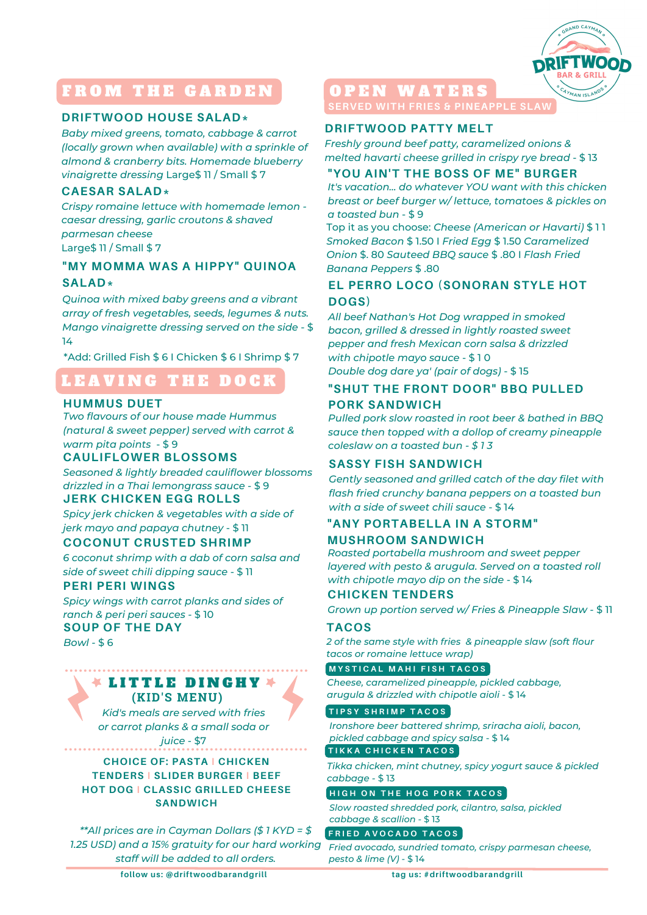DRIFTWOOD BAR & GRILL
GRAND CAYMAN
CAYMAN ISLANDS

## FROM THE GARDEN

### DRIFTWOOD HOUSE SALAD*

*Baby mixed greens, tomato, cabbage & carrot (locally grown when available) with a sprinkle of almond & cranberry bits. Homemade blueberry vinaigrette dressing* Large$ 11 / Small $ 7

### CAESAR SALAD*

*Crispy romaine lettuce with homemade lemon - caesar dressing, garlic croutons & shaved parmesan cheese*
Large$ 11 / Small $ 7

### "MY MOMMA WAS A HIPPY" QUINOA SALAD*

*Quinoa with mixed baby greens and a vibrant array of fresh vegetables, seeds, legumes & nuts. Mango vinaigrette dressing served on the side - $ 14*

*Add: Grilled Fish $ 6 I Chicken $ 6 I Shrimp $ 7

## LEAVING THE DOCK

### HUMMUS DUET

*Two flavours of our house made Hummus (natural & sweet pepper) served with carrot & warm pita points - $ 9*

### CAULIFLOWER BLOSSOMS

*Seasoned & lightly breaded cauliflower blossoms drizzled in a Thai lemongrass sauce - $ 9*

### JERK CHICKEN EGG ROLLS

*Spicy jerk chicken & vegetables with a side of jerk mayo and papaya chutney - $ 11*

### COCONUT CRUSTED SHRIMP

*6 coconut shrimp with a dab of corn salsa and side of sweet chili dipping sauce - $ 11*

### PERI PERI WINGS

*Spicy wings with carrot planks and sides of ranch & peri peri sauces - $ 10*

### SOUP OF THE DAY

*Bowl - $ 6*

## LITTLE DINGHY (KID'S MENU)

*Kid's meals are served with fries or carrot planks & a small soda or juice - $7*

**CHOICE OF: PASTA I CHICKEN TENDERS I SLIDER BURGER I BEEF HOT DOG I CLASSIC GRILLED CHEESE SANDWICH**

*\*\*All prices are in Cayman Dollars ($ 1 KYD = $ 1.25 USD) and a 15% gratuity for our hard working staff will be added to all orders.*

## OPEN WATERS

SERVED WITH FRIES & PINEAPPLE SLAW

### DRIFTWOOD PATTY MELT

*Freshly ground beef patty, caramelized onions & melted havarti cheese grilled in crispy rye bread - $ 13*

### "YOU AIN'T THE BOSS OF ME" BURGER

*It's vacation... do whatever YOU want with this chicken breast or beef burger w/ lettuce, tomatoes & pickles on a toasted bun - $ 9*

Top it as you choose: *Cheese (American or Havarti)* $ 11 *Smoked Bacon* $ 1.50 I *Fried Egg* $ 1.50 *Caramelized Onion* $. 80 *Sauteed BBQ sauce* $ .80 I *Flash Fried Banana Peppers* $ .80

### EL PERRO LOCO (SONORAN STYLE HOT DOGS)

*All beef Nathan's Hot Dog wrapped in smoked bacon, grilled & dressed in lightly roasted sweet pepper and fresh Mexican corn salsa & drizzled with chipotle mayo sauce - $ 1 0*
*Double dog dare ya' (pair of dogs) - $ 15*

### "SHUT THE FRONT DOOR" BBQ PULLED PORK SANDWICH

*Pulled pork slow roasted in root beer & bathed in BBQ sauce then topped with a dollop of creamy pineapple coleslaw on a toasted bun - $ 1 3*

### SASSY FISH SANDWICH

*Gently seasoned and grilled catch of the day filet with flash fried crunchy banana peppers on a toasted bun with a side of sweet chili sauce - $ 14*

### "ANY PORTABELLA IN A STORM" MUSHROOM SANDWICH

*Roasted portabella mushroom and sweet pepper layered with pesto & arugula. Served on a toasted roll with chipotle mayo dip on the side - $ 14*

### CHICKEN TENDERS

*Grown up portion served w/ Fries & Pineapple Slaw - $ 11*

### TACOS

*2 of the same style with fries & pineapple slaw (soft flour tacos or romaine lettuce wrap)*

**MYSTICAL MAHI FISH TACOS**
*Cheese, caramelized pineapple, pickled cabbage, arugula & drizzled with chipotle aioli - $ 14*

**TIPSY SHRIMP TACOS**
*Ironshore beer battered shrimp, sriracha aioli, bacon, pickled cabbage and spicy salsa - $ 14*

**TIKKA CHICKEN TACOS**
*Tikka chicken, mint chutney, spicy yogurt sauce & pickled cabbage - $ 13*

**HIGH ON THE HOG PORK TACOS**
*Slow roasted shredded pork, cilantro, salsa, pickled cabbage & scallion - $ 13*

**FRIED AVOCADO TACOS**
*Fried avocado, sundried tomato, crispy parmesan cheese, pesto & lime (V) - $ 14*

follow us: @driftwoodbarandgrill    tag us: #driftwoodbarandgrill